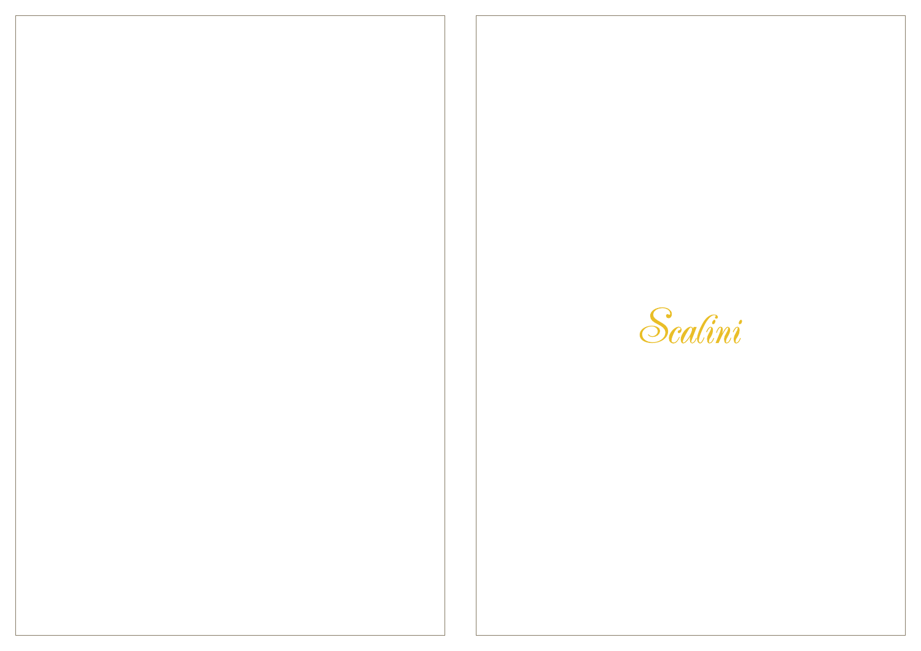# *Scalini*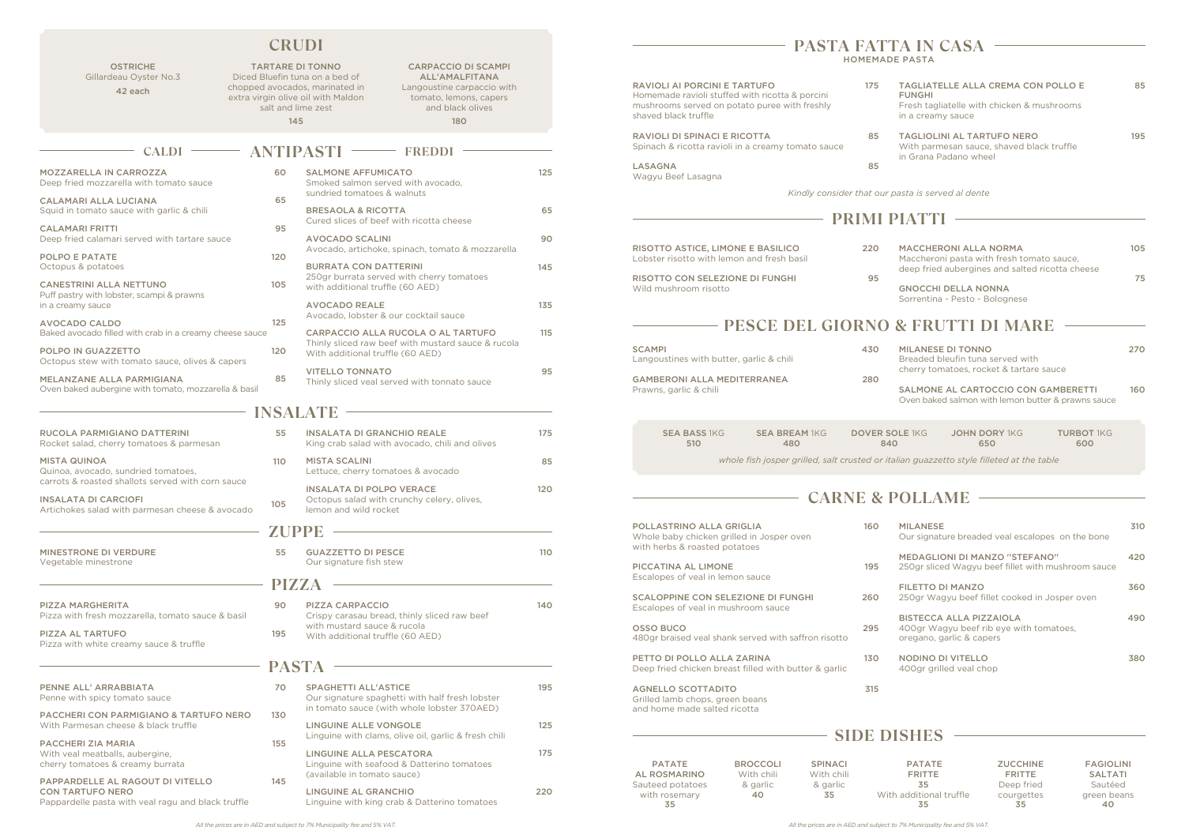## CRUDI

**OSTRICHE**
Gillardeau Oyster No.3
42 each

**TARTARE DI TONNO**
Diced Bluefin tuna on a bed of chopped avocados, marinated in extra virgin olive oil with Maldon salt and lime zest
145

**CARPACCIO DI SCAMPI ALL'AMALFITANA**
Langoustine carpaccio with tomato, lemons, capers and black olives
180

## ANTIPASTI

### CALDI

**MOZZARELLA IN CARROZZA** — 60
Deep fried mozzarella with tomato sauce

**CALAMARI ALLA LUCIANA** — 65
Squid in tomato sauce with garlic & chili

**CALAMARI FRITTI** — 95
Deep fried calamari served with tartare sauce

**POLPO E PATATE** — 120
Octopus & potatoes

**CANESTRINI ALLA NETTUNO** — 105
Puff pastry with lobster, scampi & prawns in a creamy sauce

**AVOCADO CALDO** — 125
Baked avocado filled with crab in a creamy cheese sauce

**POLPO IN GUAZZETTO** — 120
Octopus stew with tomato sauce, olives & capers

**MELANZANE ALLA PARMIGIANA** — 85
Oven baked aubergine with tomato, mozzarella & basil

### FREDDI

**SALMONE AFFUMICATO** — 125
Smoked salmon served with avocado, sundried tomatoes & walnuts

**BRESAOLA & RICOTTA** — 65
Cured slices of beef with ricotta cheese

**AVOCADO SCALINI** — 90
Avocado, artichoke, spinach, tomato & mozzarella

**BURRATA CON DATTERINI** — 145
250gr burrata served with cherry tomatoes with additional truffle (60 AED)

**AVOCADO REALE** — 135
Avocado, lobster & our cocktail sauce

**CARPACCIO ALLA RUCOLA O AL TARTUFO** — 115
Thinly sliced raw beef with mustard sauce & rucola With additional truffle (60 AED)

**VITELLO TONNATO** — 95
Thinly sliced veal served with tonnato sauce

## INSALATE

**RUCOLA PARMIGIANO DATTERINI** — 55
Rocket salad, cherry tomatoes & parmesan

**MISTA QUINOA** — 110
Quinoa, avocado, sundried tomatoes, carrots & roasted shallots served with corn sauce

**INSALATA DI CARCIOFI** — 105
Artichokes salad with parmesan cheese & avocado

**INSALATA DI GRANCHIO REALE** — 175
King crab salad with avocado, chili and olives

**MISTA SCALINI** — 85
Lettuce, cherry tomatoes & avocado

**INSALATA DI POLPO VERACE** — 120
Octopus salad with crunchy celery, olives, lemon and wild rocket

## ZUPPE

**MINESTRONE DI VERDURE** — 55
Vegetable minestrone

**GUAZZETTO DI PESCE** — 110
Our signature fish stew

## PIZZA

**PIZZA MARGHERITA** — 90
Pizza with fresh mozzarella, tomato sauce & basil

**PIZZA AL TARTUFO** — 195
Pizza with white creamy sauce & truffle

**PIZZA CARPACCIO** — 140
Crispy carasau bread, thinly sliced raw beef with mustard sauce & rucola
With additional truffle (60 AED)

## PASTA

**PENNE ALL' ARRABBIATA** — 70
Penne with spicy tomato sauce

**PACCHERI CON PARMIGIANO & TARTUFO NERO** — 130
With Parmesan cheese & black truffle

**PACCHERI ZIA MARIA** — 155
With veal meatballs, aubergine, cherry tomatoes & creamy burrata

**PAPPARDELLE AL RAGOUT DI VITELLO CON TARTUFO NERO** — 145
Pappardelle pasta with veal ragu and black truffle

**SPAGHETTI ALL'ASTICE** — 195
Our signature spaghetti with half fresh lobster in tomato sauce (with whole lobster 370AED)

**LINGUINE ALLE VONGOLE** — 125
Linguine with clams, olive oil, garlic & fresh chili

**LINGUINE ALLA PESCATORA** — 175
Linguine with seafood & Datterino tomatoes (available in tomato sauce)

**LINGUINE AL GRANCHIO** — 220
Linguine with king crab & Datterino tomatoes

*All the prices are in AED and subject to 7% Municipality fee and 5% VAT.*

## PASTA FATTA IN CASA
HOMEMADE PASTA

**RAVIOLI AI PORCINI E TARTUFO** — 175
Homemade ravioli stuffed with ricotta & porcini mushrooms served on potato puree with freshly shaved black truffle

**RAVIOLI DI SPINACI E RICOTTA** — 85
Spinach & ricotta ravioli in a creamy tomato sauce

**LASAGNA** — 85
Wagyu Beef Lasagna

**TAGLIATELLE ALLA CREMA CON POLLO E FUNGHI** — 85
Fresh tagliatelle with chicken & mushrooms in a creamy sauce

**TAGLIOLINI AL TARTUFO NERO** — 195
With parmesan sauce, shaved black truffle in Grana Padano wheel

*Kindly consider that our pasta is served al dente*

## PRIMI PIATTI

**RISOTTO ASTICE, LIMONE E BASILICO** — 220
Lobster risotto with lemon and fresh basil

**RISOTTO CON SELEZIONE DI FUNGHI** — 95
Wild mushroom risotto

**MACCHERONI ALLA NORMA** — 105
Maccheroni pasta with fresh tomato sauce, deep fried aubergines and salted ricotta cheese

**GNOCCHI DELLA NONNA** — 75
Sorrentina - Pesto - Bolognese

## PESCE DEL GIORNO & FRUTTI DI MARE

**SCAMPI** — 430
Langoustines with butter, garlic & chili

**GAMBERONI ALLA MEDITERRANEA** — 280
Prawns, garlic & chili

**MILANESE DI TONNO** — 270
Breaded bleufin tuna served with cherry tomatoes, rocket & tartare sauce

**SALMONE AL CARTOCCIO CON GAMBERETTI** — 160
Oven baked salmon with lemon butter & prawns sauce

| SEA BASS 1KG | SEA BREAM 1KG | DOVER SOLE 1KG | JOHN DORY 1KG | TURBOT 1KG |
|---|---|---|---|---|
| 510 | 480 | 840 | 650 | 600 |

*whole fish josper grilled, salt crusted or italian guazzetto style filleted at the table*

## CARNE & POLLAME

**POLLASTRINO ALLA GRIGLIA** — 160
Whole baby chicken grilled in Josper oven with herbs & roasted potatoes

**PICCATINA AL LIMONE** — 195
Escalopes of veal in lemon sauce

**SCALOPPINE CON SELEZIONE DI FUNGHI** — 260
Escalopes of veal in mushroom sauce

**OSSO BUCO** — 295
480gr braised veal shank served with saffron risotto

**PETTO DI POLLO ALLA ZARINA** — 130
Deep fried chicken breast filled with butter & garlic

**AGNELLO SCOTTADITO** — 315
Grilled lamb chops, green beans and home made salted ricotta

**MILANESE** — 310
Our signature breaded veal escalopes on the bone

**MEDAGLIONI DI MANZO "STEFANO"** — 420
250gr sliced Wagyu beef fillet with mushroom sauce

**FILETTO DI MANZO** — 360
250gr Wagyu beef fillet cooked in Josper oven

**BISTECCA ALLA PIZZAIOLA** — 490
400gr Wagyu beef rib eye with tomatoes, oregano, garlic & capers

**NODINO DI VITELLO** — 380
400gr grilled veal chop

## SIDE DISHES

| PATATE AL ROSMARINO | BROCCOLI | SPINACI | PATATE FRITTE | ZUCCHINE FRITTE | FAGIOLINI SALTATI |
|---|---|---|---|---|---|
| Sauteed potatoes with rosemary | With chili & garlic | With chili & garlic | 35 With additional truffle | Deep fried courgettes | Sautéed green beans |
| 35 | 40 | 35 | 35 | 35 | 40 |

*All the prices are in AED and subject to 7% Municipality fee and 5% VAT.*